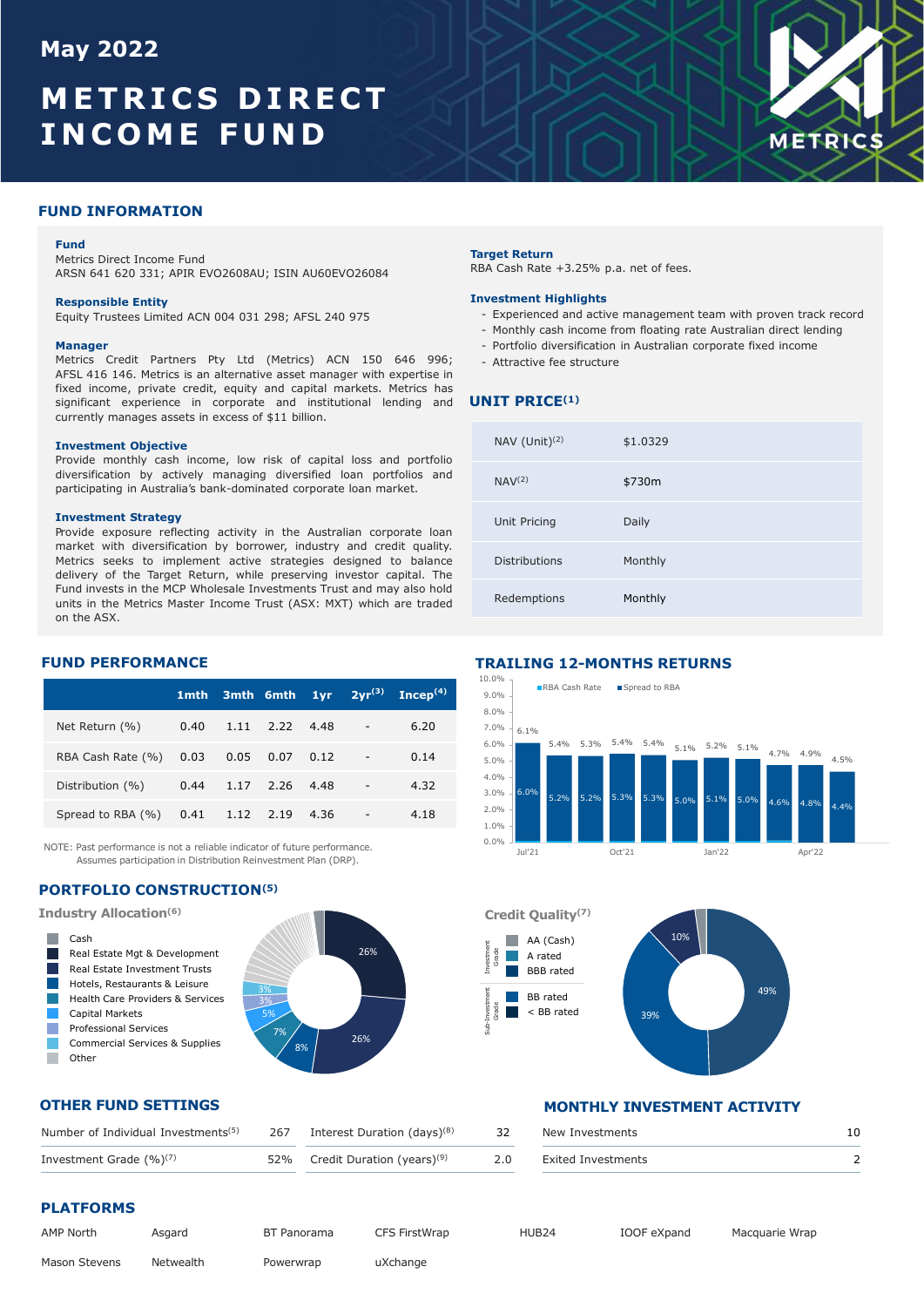May 2022

# METRICS DIRECT INCOME FUND

METRICS

## FUND INFORMATION

**Fund**
Metrics Direct Income Fund
ARSN 641 620 331; APIR EVO2608AU; ISIN AU60EVO26084

**Responsible Entity**
Equity Trustees Limited ACN 004 031 298; AFSL 240 975

**Manager**
Metrics Credit Partners Pty Ltd (Metrics) ACN 150 646 996; AFSL 416 146. Metrics is an alternative asset manager with expertise in fixed income, private credit, equity and capital markets. Metrics has significant experience in corporate and institutional lending and currently manages assets in excess of $11 billion.

**Investment Objective**
Provide monthly cash income, low risk of capital loss and portfolio diversification by actively managing diversified loan portfolios and participating in Australia's bank-dominated corporate loan market.

**Investment Strategy**
Provide exposure reflecting activity in the Australian corporate loan market with diversification by borrower, industry and credit quality. Metrics seeks to implement active strategies designed to balance delivery of the Target Return, while preserving investor capital. The Fund invests in the MCP Wholesale Investments Trust and may also hold units in the Metrics Master Income Trust (ASX: MXT) which are traded on the ASX.

**Target Return**
RBA Cash Rate +3.25% p.a. net of fees.

**Investment Highlights**
- Experienced and active management team with proven track record
- Monthly cash income from floating rate Australian direct lending
- Portfolio diversification in Australian corporate fixed income
- Attractive fee structure

## UNIT PRICE[1]

| | |
|---|---|
| NAV (Unit)[2] | $1.0329 |
| NAV[2] | $730m |
| Unit Pricing | Daily |
| Distributions | Monthly |
| Redemptions | Monthly |

## FUND PERFORMANCE

| | 1mth | 3mth | 6mth | 1yr | 2yr[3] | Incep[4] |
|---|---|---|---|---|---|---|
| Net Return (%) | 0.40 | 1.11 | 2.22 | 4.48 | - | 6.20 |
| RBA Cash Rate (%) | 0.03 | 0.05 | 0.07 | 0.12 | - | 0.14 |
| Distribution (%) | 0.44 | 1.17 | 2.26 | 4.48 | - | 4.32 |
| Spread to RBA (%) | 0.41 | 1.12 | 2.19 | 4.36 | - | 4.18 |

NOTE: Past performance is not a reliable indicator of future performance.
Assumes participation in Distribution Reinvestment Plan (DRP).

## TRAILING 12-MONTHS RETURNS

| Month | Total | Spread to RBA |
|---|---|---|
| Jul'21 | 6.1% | 6.0% |
| | 5.4% | 5.2% |
| | 5.3% | 5.2% |
| Oct'21 | 5.4% | 5.3% |
| | 5.4% | 5.3% |
| | 5.1% | 5.0% |
| Jan'22 | 5.2% | 5.1% |
| | 5.1% | 5.0% |
| | 4.7% | 4.6% |
| Apr'22 | 4.9% | 4.8% |
| | 4.5% | 4.4% |

## PORTFOLIO CONSTRUCTION[5]

**Industry Allocation[6]**

- Cash
- Real Estate Mgt & Development — 26%
- Real Estate Investment Trusts — 26%
- Hotels, Restaurants & Leisure — 8%
- Health Care Providers & Services — 7%
- Capital Markets — 5%
- Professional Services — 3%
- Commercial Services & Supplies — 3%
- Other

**Credit Quality[7]**

Investment Grade:
- AA (Cash)
- A rated — 10%
- BBB rated — 39%

Sub-Investment Grade:
- BB rated — 49%
- < BB rated

## OTHER FUND SETTINGS

| | | | |
|---|---|---|---|
| Number of Individual Investments[5] | 267 | Interest Duration (days)[8] | 32 |
| Investment Grade (%)[7] | 52% | Credit Duration (years)[9] | 2.0 |

## MONTHLY INVESTMENT ACTIVITY

| | |
|---|---|
| New Investments | 10 |
| Exited Investments | 2 |

## PLATFORMS

AMP North, Asgard, BT Panorama, CFS FirstWrap, HUB24, IOOF eXpand, Macquarie Wrap, Mason Stevens, Netwealth, Powerwrap, uXchange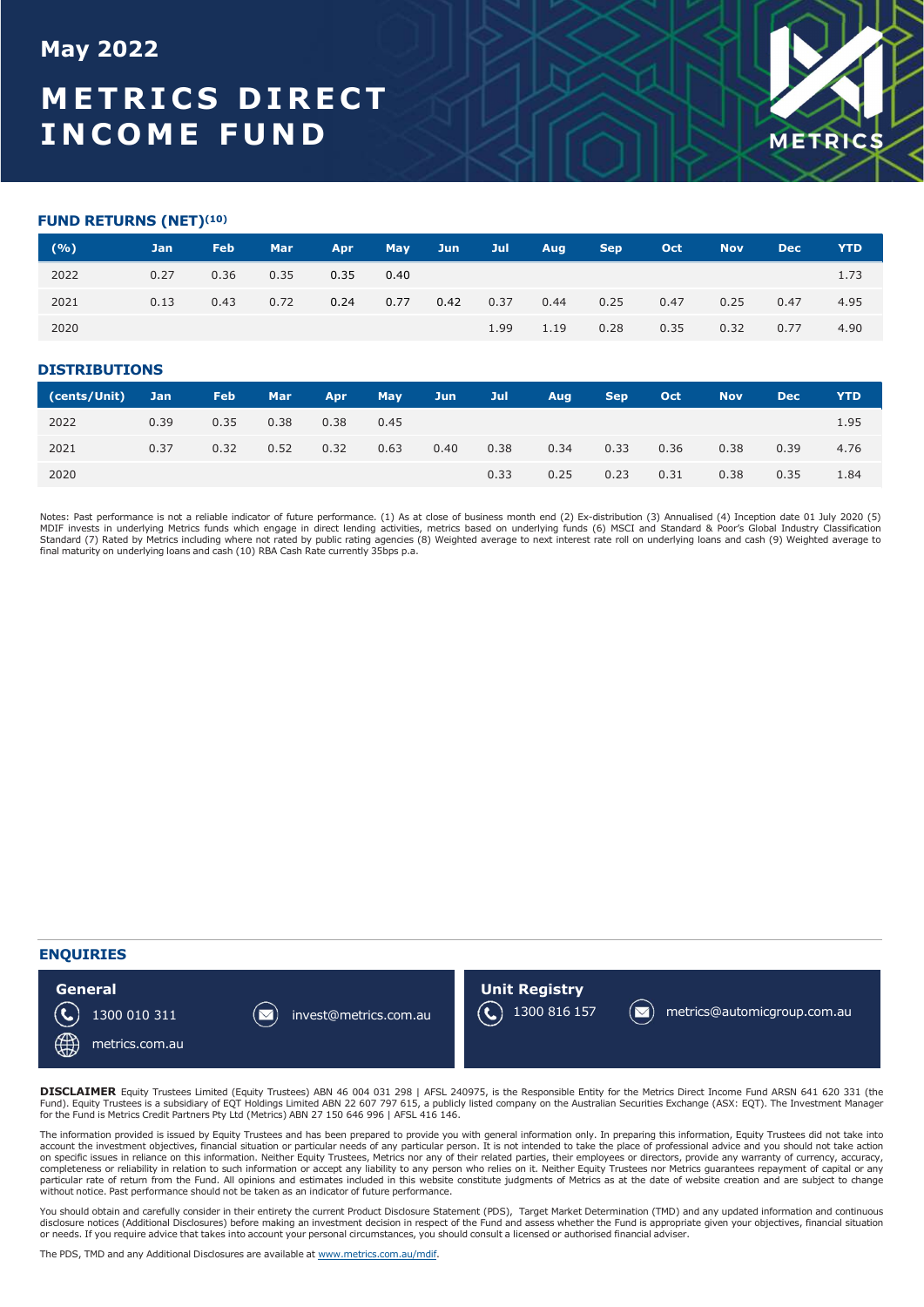## May 2022

# METRICS DIRECT INCOME FUND

## FUND RETURNS (NET)[10]

| (%) | Jan | Feb | Mar | Apr | May | Jun | Jul | Aug | Sep | Oct | Nov | Dec | YTD |
|---|---|---|---|---|---|---|---|---|---|---|---|---|---|
| 2022 | 0.27 | 0.36 | 0.35 | 0.35 | 0.40 | | | | | | | | 1.73 |
| 2021 | 0.13 | 0.43 | 0.72 | 0.24 | 0.77 | 0.42 | 0.37 | 0.44 | 0.25 | 0.47 | 0.25 | 0.47 | 4.95 |
| 2020 | | | | | | | 1.99 | 1.19 | 0.28 | 0.35 | 0.32 | 0.77 | 4.90 |

## DISTRIBUTIONS

| (cents/Unit) | Jan | Feb | Mar | Apr | May | Jun | Jul | Aug | Sep | Oct | Nov | Dec | YTD |
|---|---|---|---|---|---|---|---|---|---|---|---|---|---|
| 2022 | 0.39 | 0.35 | 0.38 | 0.38 | 0.45 | | | | | | | | 1.95 |
| 2021 | 0.37 | 0.32 | 0.52 | 0.32 | 0.63 | 0.40 | 0.38 | 0.34 | 0.33 | 0.36 | 0.38 | 0.39 | 4.76 |
| 2020 | | | | | | | 0.33 | 0.25 | 0.23 | 0.31 | 0.38 | 0.35 | 1.84 |

Notes: Past performance is not a reliable indicator of future performance. (1) As at close of business month end (2) Ex-distribution (3) Annualised (4) Inception date 01 July 2020 (5) MDIF invests in underlying Metrics funds which engage in direct lending activities, metrics based on underlying funds (6) MSCI and Standard & Poor's Global Industry Classification Standard (7) Rated by Metrics including where not rated by public rating agencies (8) Weighted average to next interest rate roll on underlying loans and cash (9) Weighted average to final maturity on underlying loans and cash (10) RBA Cash Rate currently 35bps p.a.

## ENQUIRIES

**General**

1300 010 311

invest@metrics.com.au

metrics.com.au

**Unit Registry**

1300 816 157

metrics@automicgroup.com.au

**DISCLAIMER** Equity Trustees Limited (Equity Trustees) ABN 46 004 031 298 | AFSL 240975, is the Responsible Entity for the Metrics Direct Income Fund ARSN 641 620 331 (the Fund). Equity Trustees is a subsidiary of EQT Holdings Limited ABN 22 607 797 615, a publicly listed company on the Australian Securities Exchange (ASX: EQT). The Investment Manager for the Fund is Metrics Credit Partners Pty Ltd (Metrics) ABN 27 150 646 996 | AFSL 416 146.

The information provided is issued by Equity Trustees and has been prepared to provide you with general information only. In preparing this information, Equity Trustees did not take into account the investment objectives, financial situation or particular needs of any particular person. It is not intended to take the place of professional advice and you should not take action on specific issues in reliance on this information. Neither Equity Trustees, Metrics nor any of their related parties, their employees or directors, provide any warranty of currency, accuracy, completeness or reliability in relation to such information or accept any liability to any person who relies on it. Neither Equity Trustees nor Metrics guarantees repayment of capital or any particular rate of return from the Fund. All opinions and estimates included in this website constitute judgments of Metrics as at the date of website creation and are subject to change without notice. Past performance should not be taken as an indicator of future performance.

You should obtain and carefully consider in their entirety the current Product Disclosure Statement (PDS), Target Market Determination (TMD) and any updated information and continuous disclosure notices (Additional Disclosures) before making an investment decision in respect of the Fund and assess whether the Fund is appropriate given your objectives, financial situation or needs. If you require advice that takes into account your personal circumstances, you should consult a licensed or authorised financial adviser.

The PDS, TMD and any Additional Disclosures are available at www.metrics.com.au/mdif.